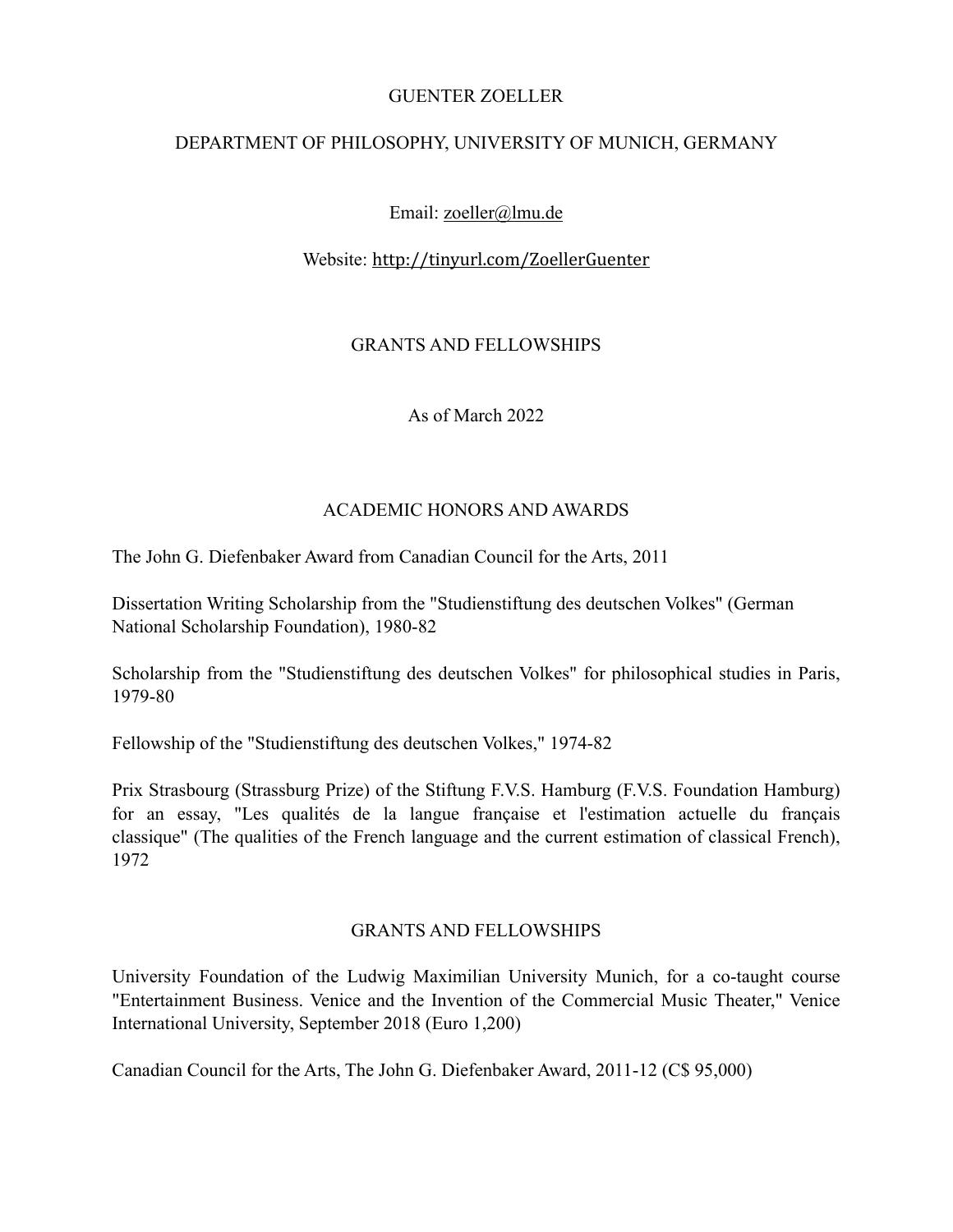# GUENTER ZOELLER

DEPARTMENT OF PHILOSOPHY, UNIVERSITY OF MUNICH, GERMANY

Email: zoeller@lmu.de

Website: http://tinyurl.com/ZoellerGuenter

GRANTS AND FELLOWSHIPS

As of March 2022

## ACADEMIC HONORS AND AWARDS

The John G. Diefenbaker Award from Canadian Council for the Arts, 2011

Dissertation Writing Scholarship from the "Studienstiftung des deutschen Volkes" (German National Scholarship Foundation), 1980-82

Scholarship from the "Studienstiftung des deutschen Volkes" for philosophical studies in Paris, 1979-80

Fellowship of the "Studienstiftung des deutschen Volkes," 1974-82

Prix Strasbourg (Strassburg Prize) of the Stiftung F.V.S. Hamburg (F.V.S. Foundation Hamburg) for an essay, "Les qualités de la langue française et l'estimation actuelle du français classique" (The qualities of the French language and the current estimation of classical French), 1972

## GRANTS AND FELLOWSHIPS

University Foundation of the Ludwig Maximilian University Munich, for a co-taught course "Entertainment Business. Venice and the Invention of the Commercial Music Theater," Venice International University, September 2018 (Euro 1,200)

Canadian Council for the Arts, The John G. Diefenbaker Award, 2011-12 (C$ 95,000)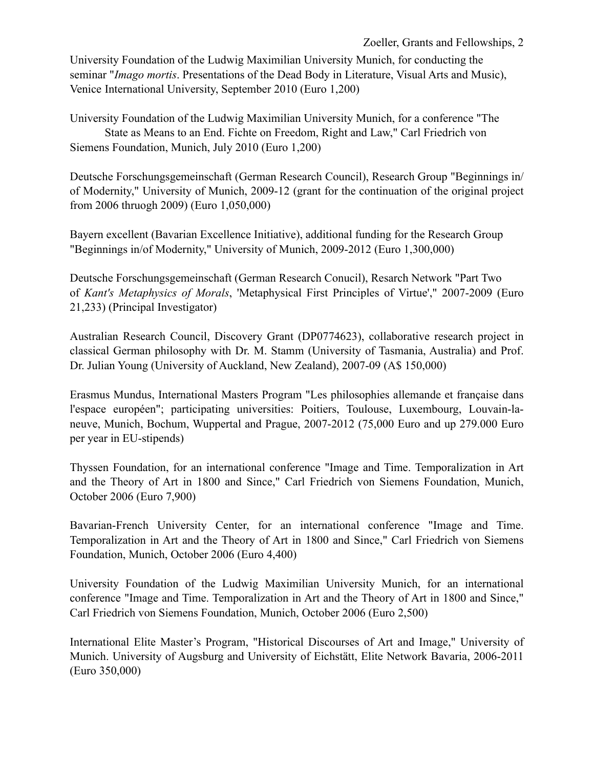University Foundation of the Ludwig Maximilian University Munich, for conducting the seminar "*Imago mortis*. Presentations of the Dead Body in Literature, Visual Arts and Music), Venice International University, September 2010 (Euro 1,200)

University Foundation of the Ludwig Maximilian University Munich, for a conference "The State as Means to an End. Fichte on Freedom, Right and Law," Carl Friedrich von Siemens Foundation, Munich, July 2010 (Euro 1,200)

Deutsche Forschungsgemeinschaft (German Research Council), Research Group "Beginnings in/of Modernity," University of Munich, 2009-12 (grant for the continuation of the original project from 2006 thruogh 2009) (Euro 1,050,000)

Bayern excellent (Bavarian Excellence Initiative), additional funding for the Research Group "Beginnings in/of Modernity," University of Munich, 2009-2012 (Euro 1,300,000)

Deutsche Forschungsgemeinschaft (German Research Conucil), Resarch Network "Part Two of *Kant's Metaphysics of Morals*, 'Metaphysical First Principles of Virtue'," 2007-2009 (Euro 21,233) (Principal Investigator)

Australian Research Council, Discovery Grant (DP0774623), collaborative research project in classical German philosophy with Dr. M. Stamm (University of Tasmania, Australia) and Prof. Dr. Julian Young (University of Auckland, New Zealand), 2007-09 (A$ 150,000)

Erasmus Mundus, International Masters Program "Les philosophies allemande et française dans l'espace européen"; participating universities: Poitiers, Toulouse, Luxembourg, Louvain-la-neuve, Munich, Bochum, Wuppertal and Prague, 2007-2012 (75,000 Euro and up 279.000 Euro per year in EU-stipends)

Thyssen Foundation, for an international conference "Image and Time. Temporalization in Art and the Theory of Art in 1800 and Since," Carl Friedrich von Siemens Foundation, Munich, October 2006 (Euro 7,900)

Bavarian-French University Center, for an international conference "Image and Time. Temporalization in Art and the Theory of Art in 1800 and Since," Carl Friedrich von Siemens Foundation, Munich, October 2006 (Euro 4,400)

University Foundation of the Ludwig Maximilian University Munich, for an international conference "Image and Time. Temporalization in Art and the Theory of Art in 1800 and Since," Carl Friedrich von Siemens Foundation, Munich, October 2006 (Euro 2,500)

International Elite Master's Program, "Historical Discourses of Art and Image," University of Munich. University of Augsburg and University of Eichstätt, Elite Network Bavaria, 2006-2011 (Euro 350,000)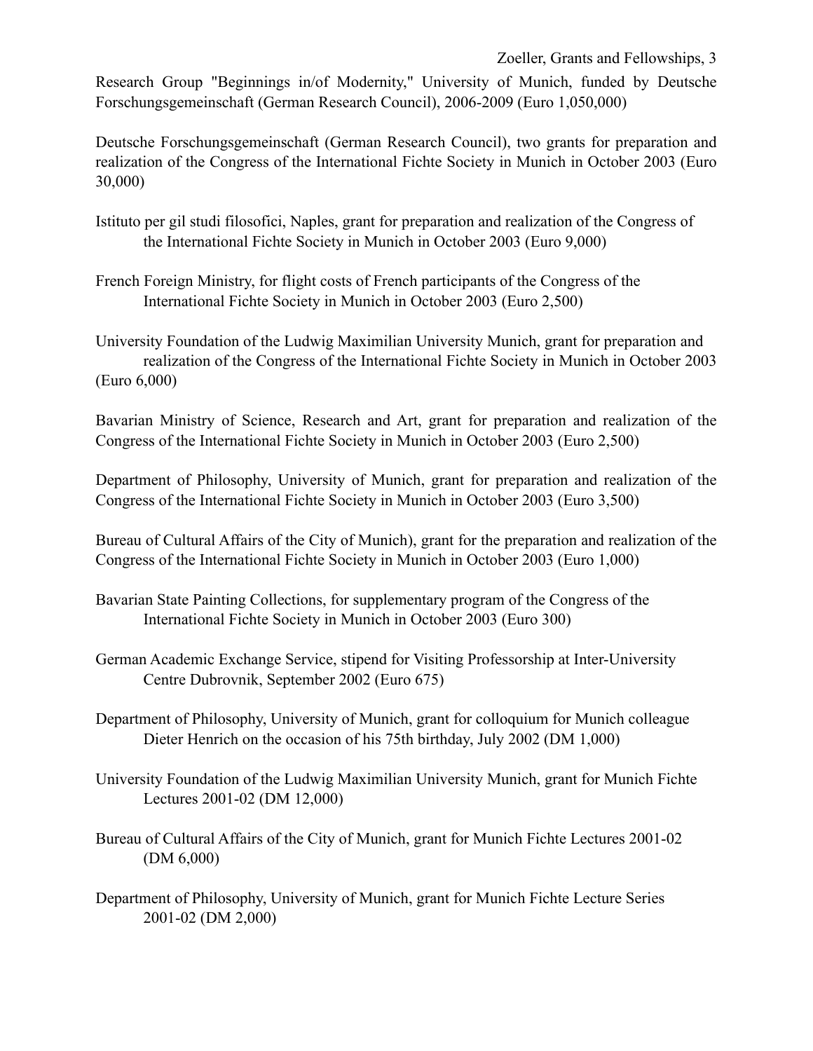Research Group "Beginnings in/of Modernity," University of Munich, funded by Deutsche Forschungsgemeinschaft (German Research Council), 2006-2009 (Euro 1,050,000)

Deutsche Forschungsgemeinschaft (German Research Council), two grants for preparation and realization of the Congress of the International Fichte Society in Munich in October 2003 (Euro 30,000)

Istituto per gil studi filosofici, Naples, grant for preparation and realization of the Congress of the International Fichte Society in Munich in October 2003 (Euro 9,000)

French Foreign Ministry, for flight costs of French participants of the Congress of the International Fichte Society in Munich in October 2003 (Euro 2,500)

University Foundation of the Ludwig Maximilian University Munich, grant for preparation and realization of the Congress of the International Fichte Society in Munich in October 2003 (Euro 6,000)

Bavarian Ministry of Science, Research and Art, grant for preparation and realization of the Congress of the International Fichte Society in Munich in October 2003 (Euro 2,500)

Department of Philosophy, University of Munich, grant for preparation and realization of the Congress of the International Fichte Society in Munich in October 2003 (Euro 3,500)

Bureau of Cultural Affairs of the City of Munich), grant for the preparation and realization of the Congress of the International Fichte Society in Munich in October 2003 (Euro 1,000)

Bavarian State Painting Collections, for supplementary program of the Congress of the International Fichte Society in Munich in October 2003 (Euro 300)

German Academic Exchange Service, stipend for Visiting Professorship at Inter-University Centre Dubrovnik, September 2002 (Euro 675)

Department of Philosophy, University of Munich, grant for colloquium for Munich colleague Dieter Henrich on the occasion of his 75th birthday, July 2002 (DM 1,000)

University Foundation of the Ludwig Maximilian University Munich, grant for Munich Fichte Lectures 2001-02 (DM 12,000)

Bureau of Cultural Affairs of the City of Munich, grant for Munich Fichte Lectures 2001-02 (DM 6,000)

Department of Philosophy, University of Munich, grant for Munich Fichte Lecture Series 2001-02 (DM 2,000)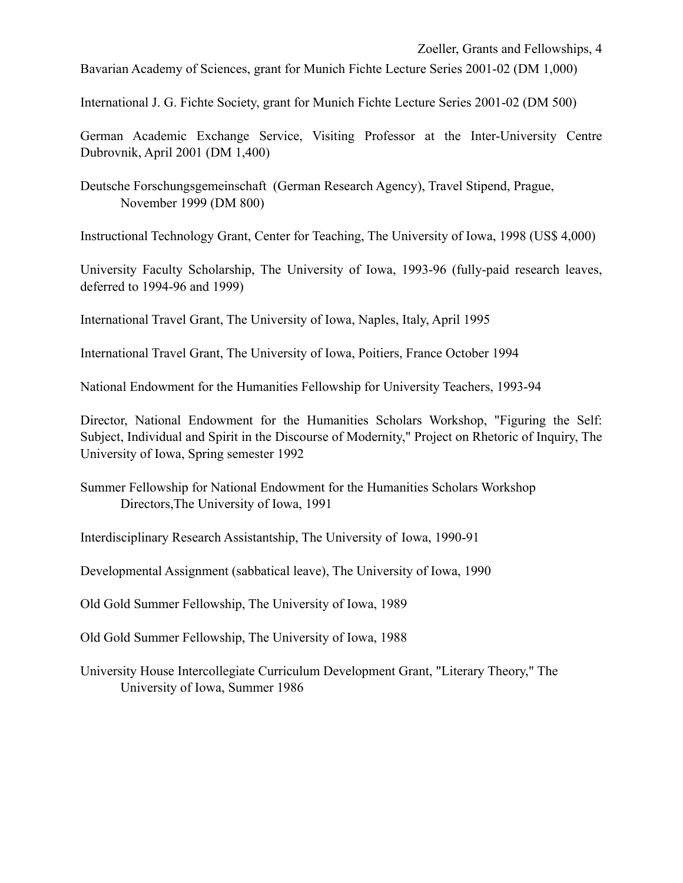Bavarian Academy of Sciences, grant for Munich Fichte Lecture Series 2001-02 (DM 1,000)

International J. G. Fichte Society, grant for Munich Fichte Lecture Series 2001-02 (DM 500)

German Academic Exchange Service, Visiting Professor at the Inter-University Centre Dubrovnik, April 2001 (DM 1,400)

Deutsche Forschungsgemeinschaft (German Research Agency), Travel Stipend, Prague, November 1999 (DM 800)

Instructional Technology Grant, Center for Teaching, The University of Iowa, 1998 (US$ 4,000)

University Faculty Scholarship, The University of Iowa, 1993-96 (fully-paid research leaves, deferred to 1994-96 and 1999)

International Travel Grant, The University of Iowa, Naples, Italy, April 1995

International Travel Grant, The University of Iowa, Poitiers, France October 1994

National Endowment for the Humanities Fellowship for University Teachers, 1993-94

Director, National Endowment for the Humanities Scholars Workshop, "Figuring the Self: Subject, Individual and Spirit in the Discourse of Modernity," Project on Rhetoric of Inquiry, The University of Iowa, Spring semester 1992

Summer Fellowship for National Endowment for the Humanities Scholars Workshop Directors,The University of Iowa, 1991

Interdisciplinary Research Assistantship, The University of Iowa, 1990-91

Developmental Assignment (sabbatical leave), The University of Iowa, 1990

Old Gold Summer Fellowship, The University of Iowa, 1989

Old Gold Summer Fellowship, The University of Iowa, 1988

University House Intercollegiate Curriculum Development Grant, "Literary Theory," The University of Iowa, Summer 1986